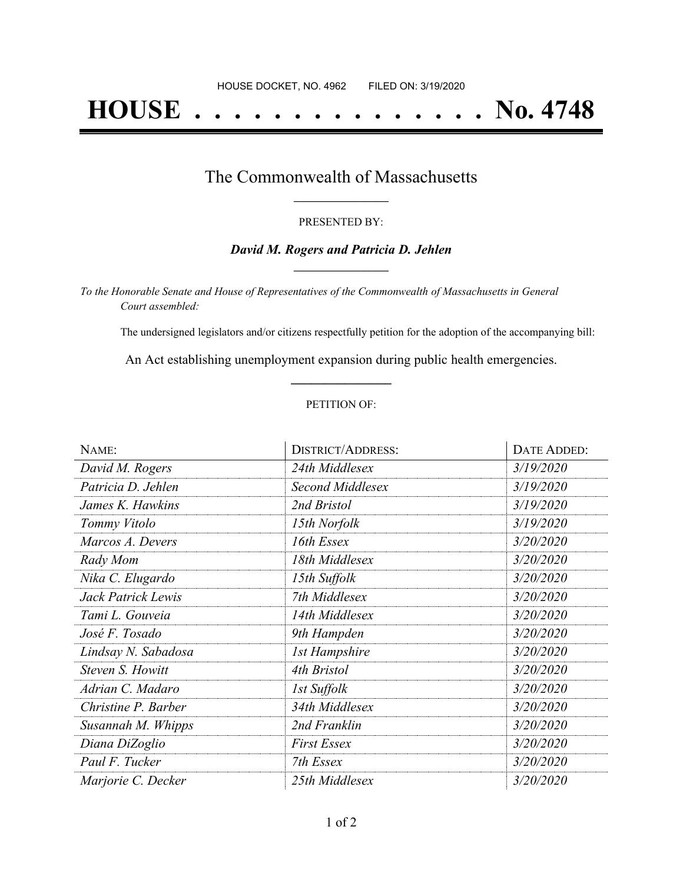HOUSE DOCKET, NO. 4962 FILED ON: 3/19/2020

# HOUSE . . . . . . . . . . . . . . . No. 4748

## The Commonwealth of Massachusetts

PRESENTED BY:

***David M. Rogers and Patricia D. Jehlen***

*To the Honorable Senate and House of Representatives of the Commonwealth of Massachusetts in General Court assembled:*

The undersigned legislators and/or citizens respectfully petition for the adoption of the accompanying bill:

An Act establishing unemployment expansion during public health emergencies.

PETITION OF:

| NAME: | DISTRICT/ADDRESS: | DATE ADDED: |
|---|---|---|
| *David M. Rogers* | *24th Middlesex* | *3/19/2020* |
| *Patricia D. Jehlen* | *Second Middlesex* | *3/19/2020* |
| *James K. Hawkins* | *2nd Bristol* | *3/19/2020* |
| *Tommy Vitolo* | *15th Norfolk* | *3/19/2020* |
| *Marcos A. Devers* | *16th Essex* | *3/20/2020* |
| *Rady Mom* | *18th Middlesex* | *3/20/2020* |
| *Nika C. Elugardo* | *15th Suffolk* | *3/20/2020* |
| *Jack Patrick Lewis* | *7th Middlesex* | *3/20/2020* |
| *Tami L. Gouveia* | *14th Middlesex* | *3/20/2020* |
| *José F. Tosado* | *9th Hampden* | *3/20/2020* |
| *Lindsay N. Sabadosa* | *1st Hampshire* | *3/20/2020* |
| *Steven S. Howitt* | *4th Bristol* | *3/20/2020* |
| *Adrian C. Madaro* | *1st Suffolk* | *3/20/2020* |
| *Christine P. Barber* | *34th Middlesex* | *3/20/2020* |
| *Susannah M. Whipps* | *2nd Franklin* | *3/20/2020* |
| *Diana DiZoglio* | *First Essex* | *3/20/2020* |
| *Paul F. Tucker* | *7th Essex* | *3/20/2020* |
| *Marjorie C. Decker* | *25th Middlesex* | *3/20/2020* |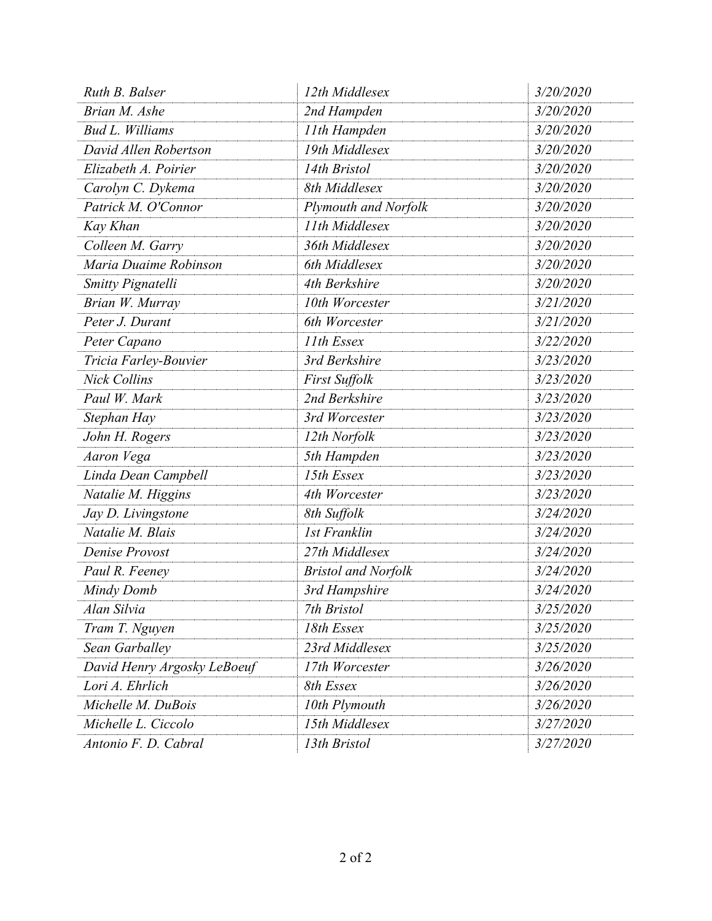| | | |
|---|---|---|
| *Ruth B. Balser* | *12th Middlesex* | *3/20/2020* |
| *Brian M. Ashe* | *2nd Hampden* | *3/20/2020* |
| *Bud L. Williams* | *11th Hampden* | *3/20/2020* |
| *David Allen Robertson* | *19th Middlesex* | *3/20/2020* |
| *Elizabeth A. Poirier* | *14th Bristol* | *3/20/2020* |
| *Carolyn C. Dykema* | *8th Middlesex* | *3/20/2020* |
| *Patrick M. O'Connor* | *Plymouth and Norfolk* | *3/20/2020* |
| *Kay Khan* | *11th Middlesex* | *3/20/2020* |
| *Colleen M. Garry* | *36th Middlesex* | *3/20/2020* |
| *Maria Duaime Robinson* | *6th Middlesex* | *3/20/2020* |
| *Smitty Pignatelli* | *4th Berkshire* | *3/20/2020* |
| *Brian W. Murray* | *10th Worcester* | *3/21/2020* |
| *Peter J. Durant* | *6th Worcester* | *3/21/2020* |
| *Peter Capano* | *11th Essex* | *3/22/2020* |
| *Tricia Farley-Bouvier* | *3rd Berkshire* | *3/23/2020* |
| *Nick Collins* | *First Suffolk* | *3/23/2020* |
| *Paul W. Mark* | *2nd Berkshire* | *3/23/2020* |
| *Stephan Hay* | *3rd Worcester* | *3/23/2020* |
| *John H. Rogers* | *12th Norfolk* | *3/23/2020* |
| *Aaron Vega* | *5th Hampden* | *3/23/2020* |
| *Linda Dean Campbell* | *15th Essex* | *3/23/2020* |
| *Natalie M. Higgins* | *4th Worcester* | *3/23/2020* |
| *Jay D. Livingstone* | *8th Suffolk* | *3/24/2020* |
| *Natalie M. Blais* | *1st Franklin* | *3/24/2020* |
| *Denise Provost* | *27th Middlesex* | *3/24/2020* |
| *Paul R. Feeney* | *Bristol and Norfolk* | *3/24/2020* |
| *Mindy Domb* | *3rd Hampshire* | *3/24/2020* |
| *Alan Silvia* | *7th Bristol* | *3/25/2020* |
| *Tram T. Nguyen* | *18th Essex* | *3/25/2020* |
| *Sean Garballey* | *23rd Middlesex* | *3/25/2020* |
| *David Henry Argosky LeBoeuf* | *17th Worcester* | *3/26/2020* |
| *Lori A. Ehrlich* | *8th Essex* | *3/26/2020* |
| *Michelle M. DuBois* | *10th Plymouth* | *3/26/2020* |
| *Michelle L. Ciccolo* | *15th Middlesex* | *3/27/2020* |
| *Antonio F. D. Cabral* | *13th Bristol* | *3/27/2020* |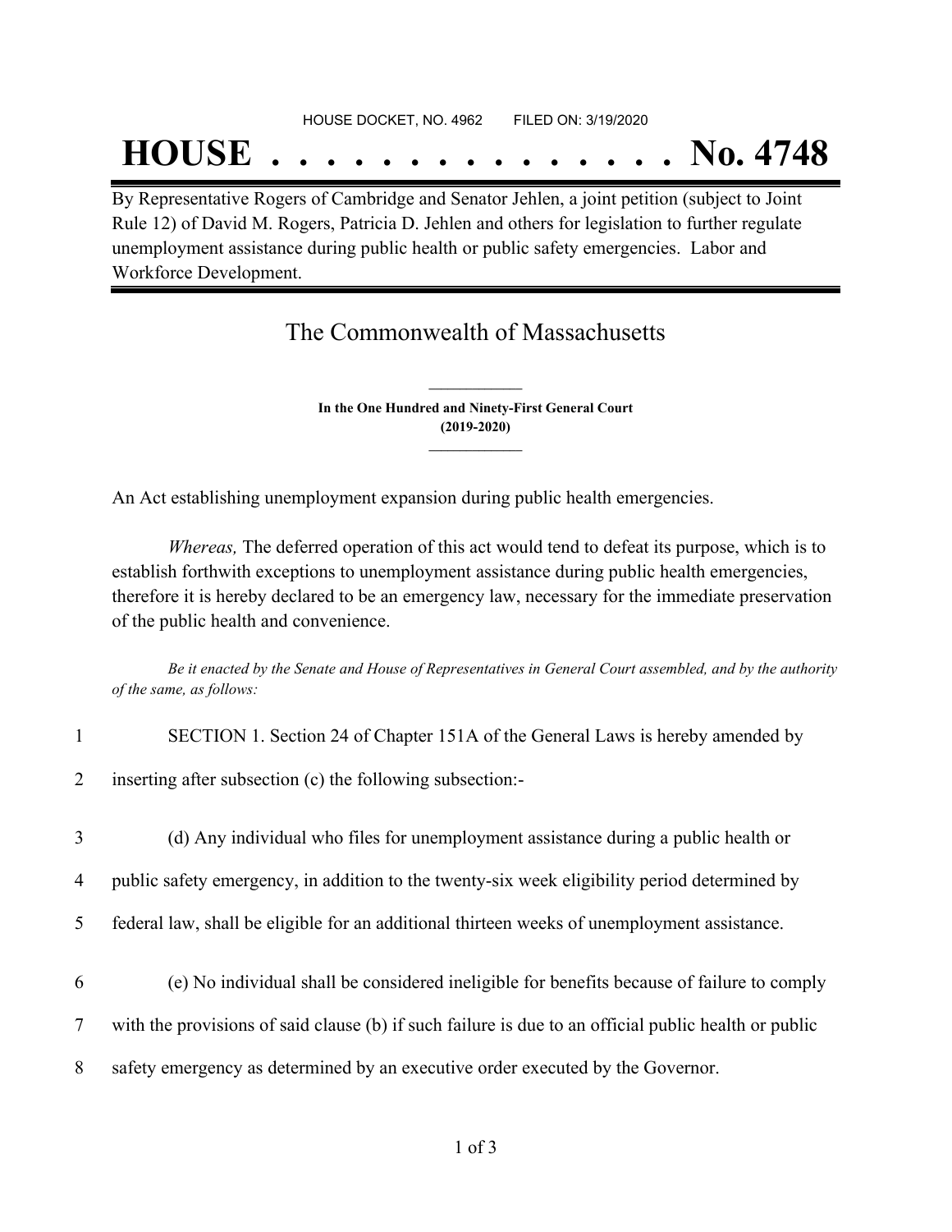HOUSE DOCKET, NO. 4962 FILED ON: 3/19/2020

# HOUSE . . . . . . . . . . . . . . . No. 4748

By Representative Rogers of Cambridge and Senator Jehlen, a joint petition (subject to Joint Rule 12) of David M. Rogers, Patricia D. Jehlen and others for legislation to further regulate unemployment assistance during public health or public safety emergencies. Labor and Workforce Development.

## The Commonwealth of Massachusetts

**In the One Hundred and Ninety-First General Court**
**(2019-2020)**

An Act establishing unemployment expansion during public health emergencies.

*Whereas,* The deferred operation of this act would tend to defeat its purpose, which is to establish forthwith exceptions to unemployment assistance during public health emergencies, therefore it is hereby declared to be an emergency law, necessary for the immediate preservation of the public health and convenience.

*Be it enacted by the Senate and House of Representatives in General Court assembled, and by the authority of the same, as follows:*

1 SECTION 1. Section 24 of Chapter 151A of the General Laws is hereby amended by
2 inserting after subsection (c) the following subsection:-

3 (d) Any individual who files for unemployment assistance during a public health or
4 public safety emergency, in addition to the twenty-six week eligibility period determined by
5 federal law, shall be eligible for an additional thirteen weeks of unemployment assistance.

6 (e) No individual shall be considered ineligible for benefits because of failure to comply
7 with the provisions of said clause (b) if such failure is due to an official public health or public
8 safety emergency as determined by an executive order executed by the Governor.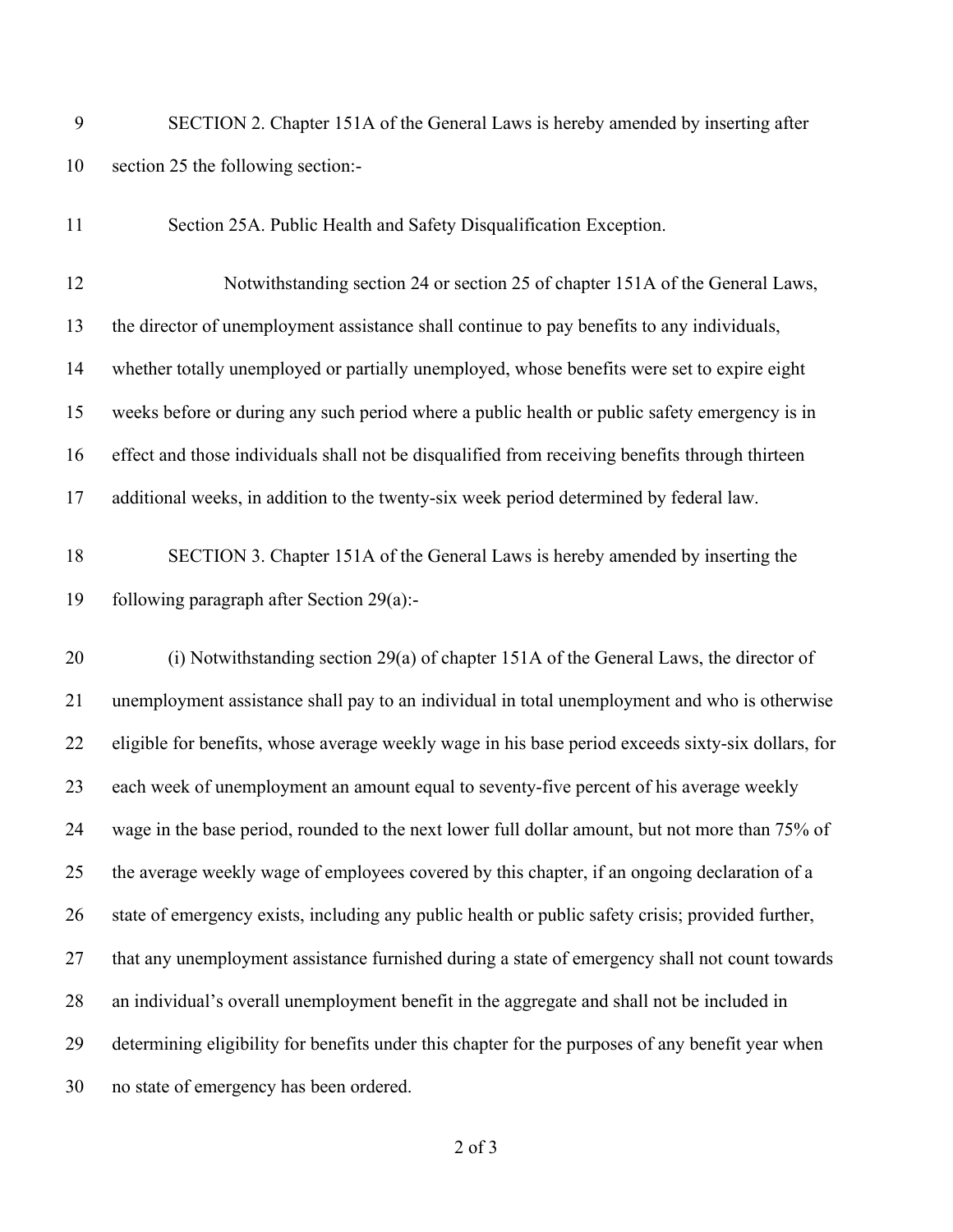SECTION 2. Chapter 151A of the General Laws is hereby amended by inserting after section 25 the following section:-

Section 25A. Public Health and Safety Disqualification Exception.

Notwithstanding section 24 or section 25 of chapter 151A of the General Laws, the director of unemployment assistance shall continue to pay benefits to any individuals, whether totally unemployed or partially unemployed, whose benefits were set to expire eight weeks before or during any such period where a public health or public safety emergency is in effect and those individuals shall not be disqualified from receiving benefits through thirteen additional weeks, in addition to the twenty-six week period determined by federal law.

SECTION 3. Chapter 151A of the General Laws is hereby amended by inserting the following paragraph after Section 29(a):-

(i) Notwithstanding section 29(a) of chapter 151A of the General Laws, the director of unemployment assistance shall pay to an individual in total unemployment and who is otherwise eligible for benefits, whose average weekly wage in his base period exceeds sixty-six dollars, for each week of unemployment an amount equal to seventy-five percent of his average weekly wage in the base period, rounded to the next lower full dollar amount, but not more than 75% of the average weekly wage of employees covered by this chapter, if an ongoing declaration of a state of emergency exists, including any public health or public safety crisis; provided further, that any unemployment assistance furnished during a state of emergency shall not count towards an individual's overall unemployment benefit in the aggregate and shall not be included in determining eligibility for benefits under this chapter for the purposes of any benefit year when no state of emergency has been ordered.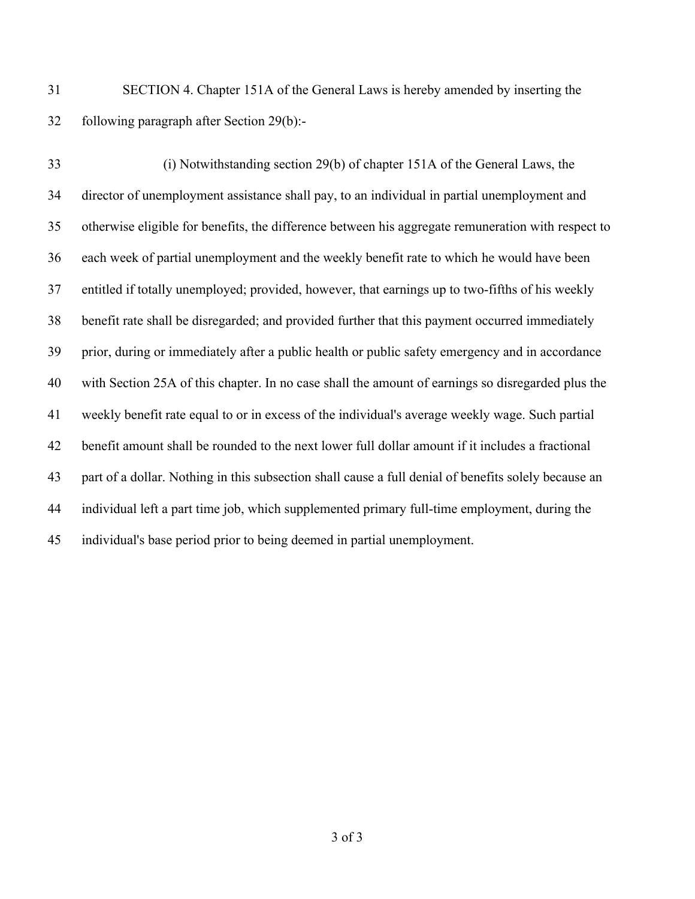SECTION 4. Chapter 151A of the General Laws is hereby amended by inserting the following paragraph after Section 29(b):-

(i) Notwithstanding section 29(b) of chapter 151A of the General Laws, the director of unemployment assistance shall pay, to an individual in partial unemployment and otherwise eligible for benefits, the difference between his aggregate remuneration with respect to each week of partial unemployment and the weekly benefit rate to which he would have been entitled if totally unemployed; provided, however, that earnings up to two-fifths of his weekly benefit rate shall be disregarded; and provided further that this payment occurred immediately prior, during or immediately after a public health or public safety emergency and in accordance with Section 25A of this chapter. In no case shall the amount of earnings so disregarded plus the weekly benefit rate equal to or in excess of the individual's average weekly wage. Such partial benefit amount shall be rounded to the next lower full dollar amount if it includes a fractional part of a dollar. Nothing in this subsection shall cause a full denial of benefits solely because an individual left a part time job, which supplemented primary full-time employment, during the individual's base period prior to being deemed in partial unemployment.